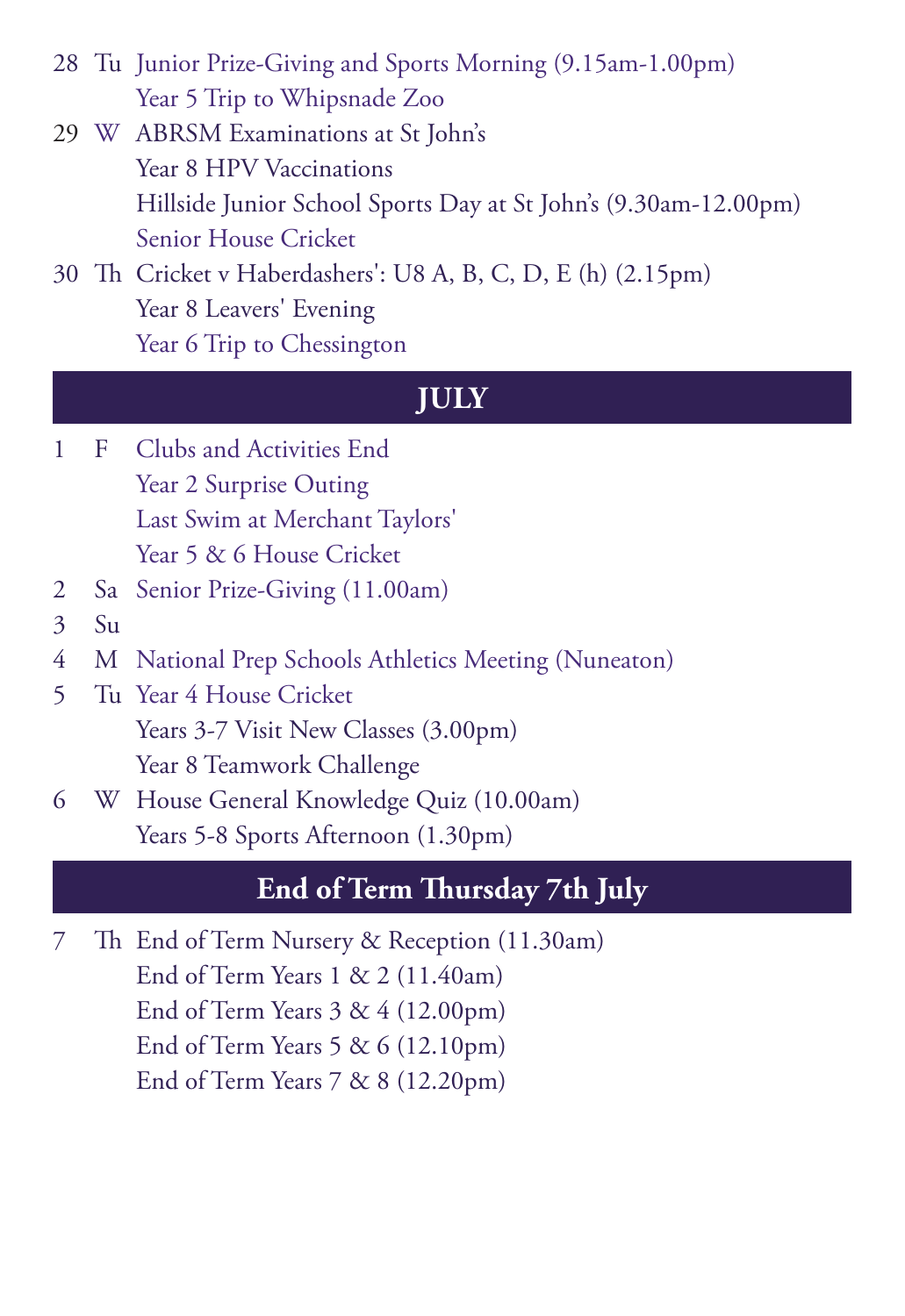28 Tu Junior Prize-Giving and Sports Morning (9.15am-1.00pm)
Year 5 Trip to Whipsnade Zoo

29 W ABRSM Examinations at St John's
Year 8 HPV Vaccinations
Hillside Junior School Sports Day at St John's (9.30am-12.00pm)
Senior House Cricket

30 Th Cricket v Haberdashers': U8 A, B, C, D, E (h) (2.15pm)
Year 8 Leavers' Evening
Year 6 Trip to Chessington

## JULY

1 F Clubs and Activities End
Year 2 Surprise Outing
Last Swim at Merchant Taylors'
Year 5 & 6 House Cricket

2 Sa Senior Prize-Giving (11.00am)

3 Su

4 M National Prep Schools Athletics Meeting (Nuneaton)

5 Tu Year 4 House Cricket
Years 3-7 Visit New Classes (3.00pm)
Year 8 Teamwork Challenge

6 W House General Knowledge Quiz (10.00am)
Years 5-8 Sports Afternoon (1.30pm)

## End of Term Thursday 7th July

7 Th End of Term Nursery & Reception (11.30am)
End of Term Years 1 & 2 (11.40am)
End of Term Years 3 & 4 (12.00pm)
End of Term Years 5 & 6 (12.10pm)
End of Term Years 7 & 8 (12.20pm)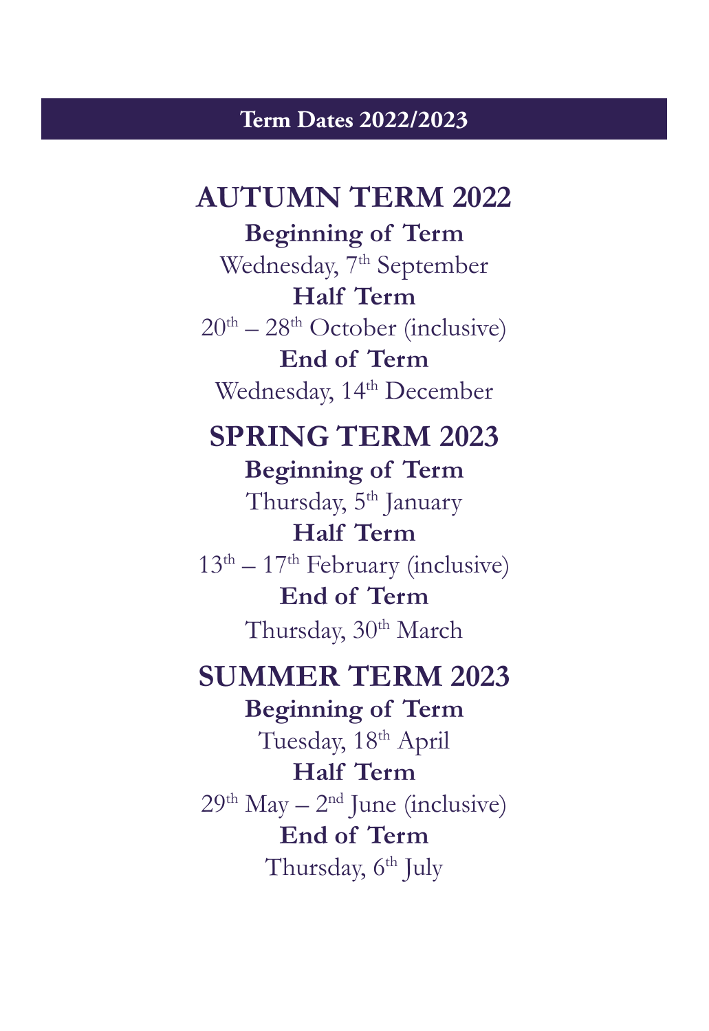# Term Dates 2022/2023

## AUTUMN TERM 2022

**Beginning of Term**

Wednesday, 7th September

**Half Term**

20th – 28th October (inclusive)

**End of Term**

Wednesday, 14th December

## SPRING TERM 2023

**Beginning of Term**

Thursday, 5th January

**Half Term**

13th – 17th February (inclusive)

**End of Term**

Thursday, 30th March

## SUMMER TERM 2023

**Beginning of Term**

Tuesday, 18th April

**Half Term**

29th May – 2nd June (inclusive)

**End of Term**

Thursday, 6th July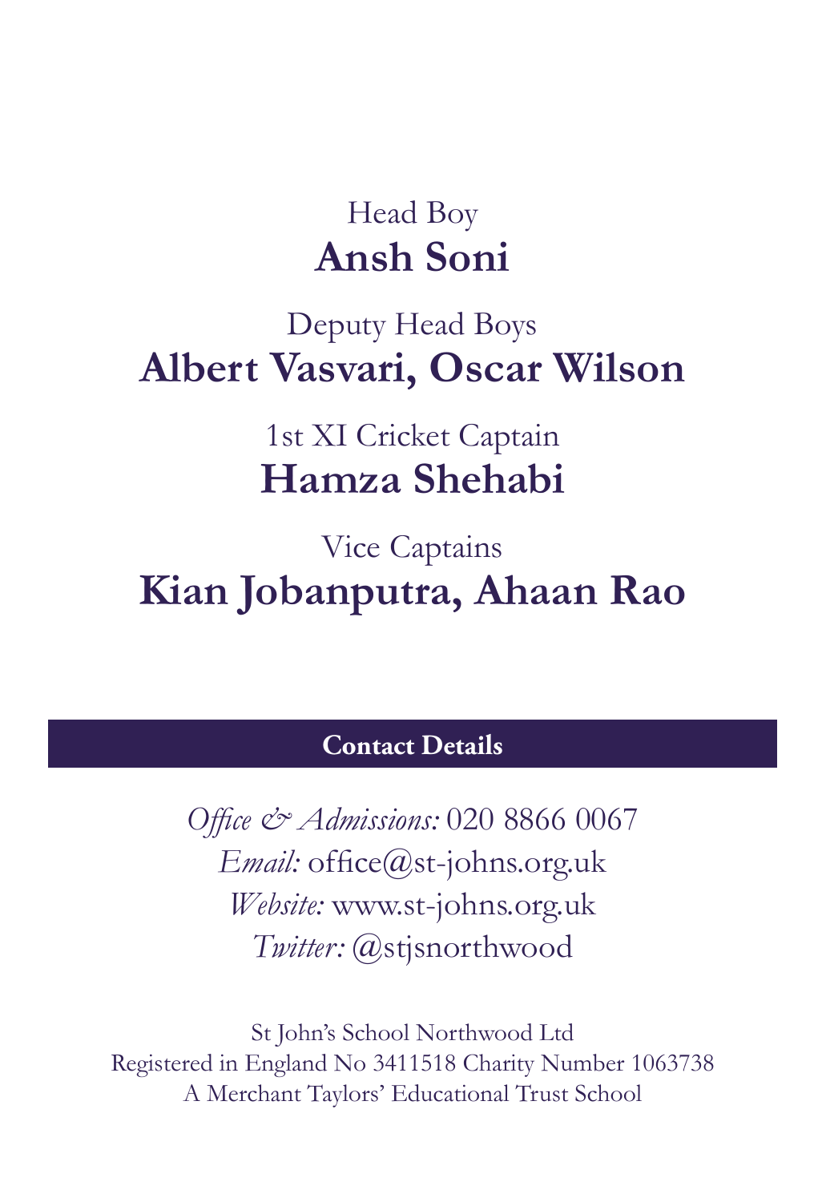Head Boy

**Ansh Soni**

Deputy Head Boys

**Albert Vasvari, Oscar Wilson**

1st XI Cricket Captain

**Hamza Shehabi**

Vice Captains

**Kian Jobanputra, Ahaan Rao**

## Contact Details

*Office & Admissions:* 020 8866 0067
*Email:* office@st-johns.org.uk
*Website:* www.st-johns.org.uk
*Twitter:* @stjsnorthwood

St John's School Northwood Ltd
Registered in England No 3411518 Charity Number 1063738
A Merchant Taylors' Educational Trust School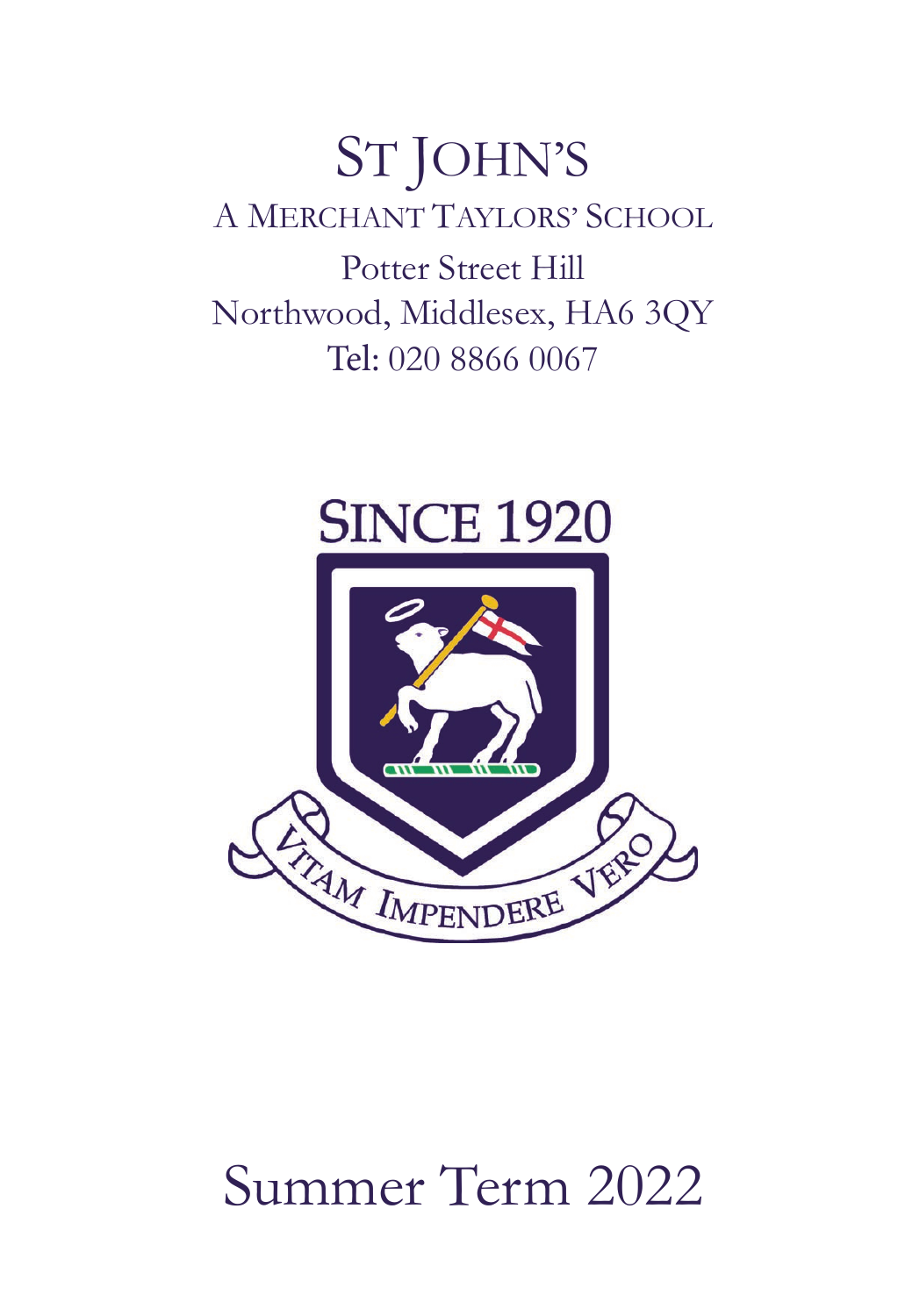# St John's

A Merchant Taylors' School

Potter Street Hill

Northwood, Middlesex, HA6 3QY

Tel: 020 8866 0067

SINCE 1920

VITAM IMPENDERE VERO

# Summer Term 2022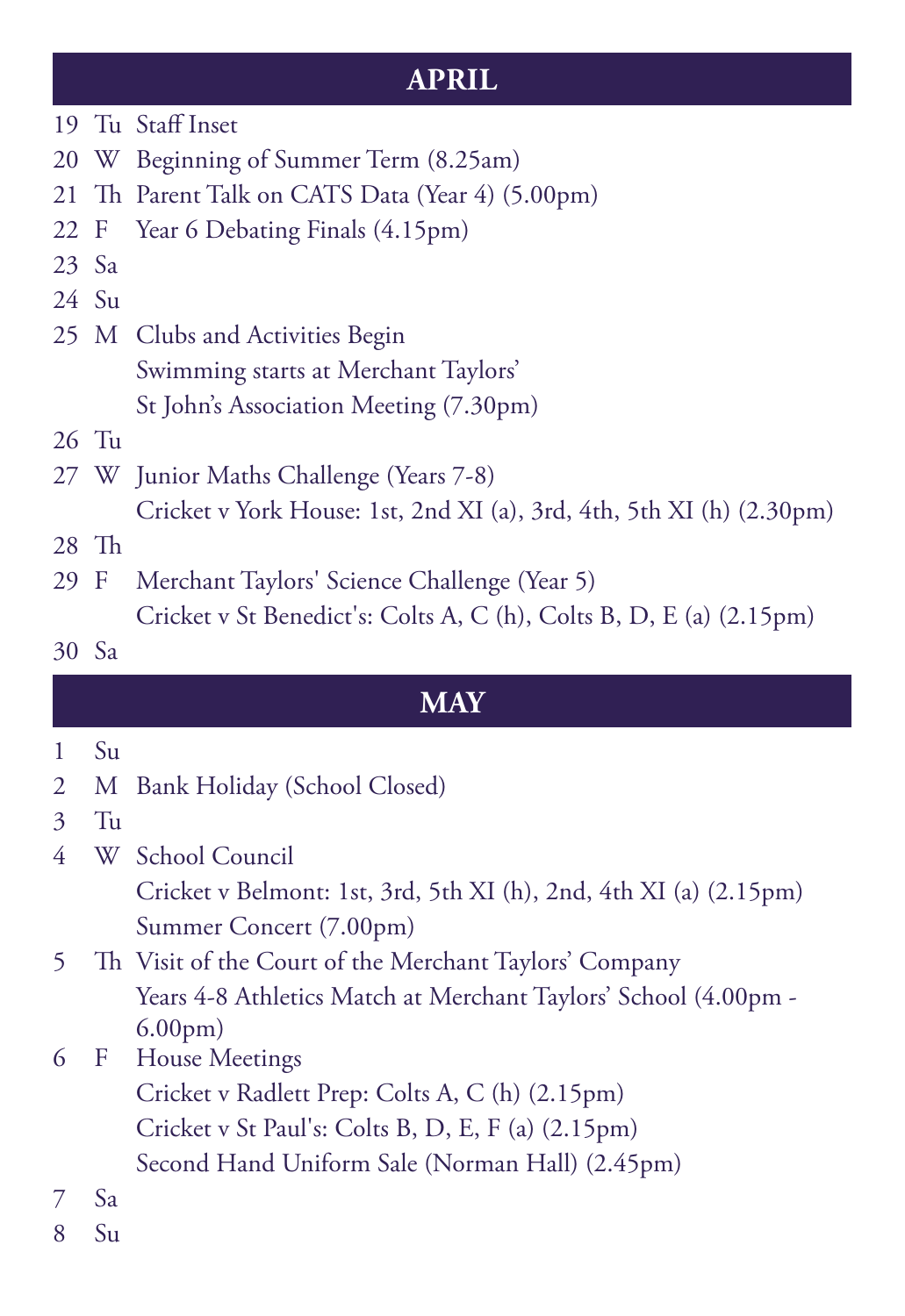## APRIL

19 Tu Staff Inset
20 W Beginning of Summer Term (8.25am)
21 Th Parent Talk on CATS Data (Year 4) (5.00pm)
22 F Year 6 Debating Finals (4.15pm)
23 Sa
24 Su
25 M Clubs and Activities Begin
Swimming starts at Merchant Taylors'
St John's Association Meeting (7.30pm)
26 Tu
27 W Junior Maths Challenge (Years 7-8)
Cricket v York House: 1st, 2nd XI (a), 3rd, 4th, 5th XI (h) (2.30pm)
28 Th
29 F Merchant Taylors' Science Challenge (Year 5)
Cricket v St Benedict's: Colts A, C (h), Colts B, D, E (a) (2.15pm)
30 Sa

## MAY

1 Su
2 M Bank Holiday (School Closed)
3 Tu
4 W School Council
Cricket v Belmont: 1st, 3rd, 5th XI (h), 2nd, 4th XI (a) (2.15pm)
Summer Concert (7.00pm)
5 Th Visit of the Court of the Merchant Taylors' Company
Years 4-8 Athletics Match at Merchant Taylors' School (4.00pm - 6.00pm)
6 F House Meetings
Cricket v Radlett Prep: Colts A, C (h) (2.15pm)
Cricket v St Paul's: Colts B, D, E, F (a) (2.15pm)
Second Hand Uniform Sale (Norman Hall) (2.45pm)
7 Sa
8 Su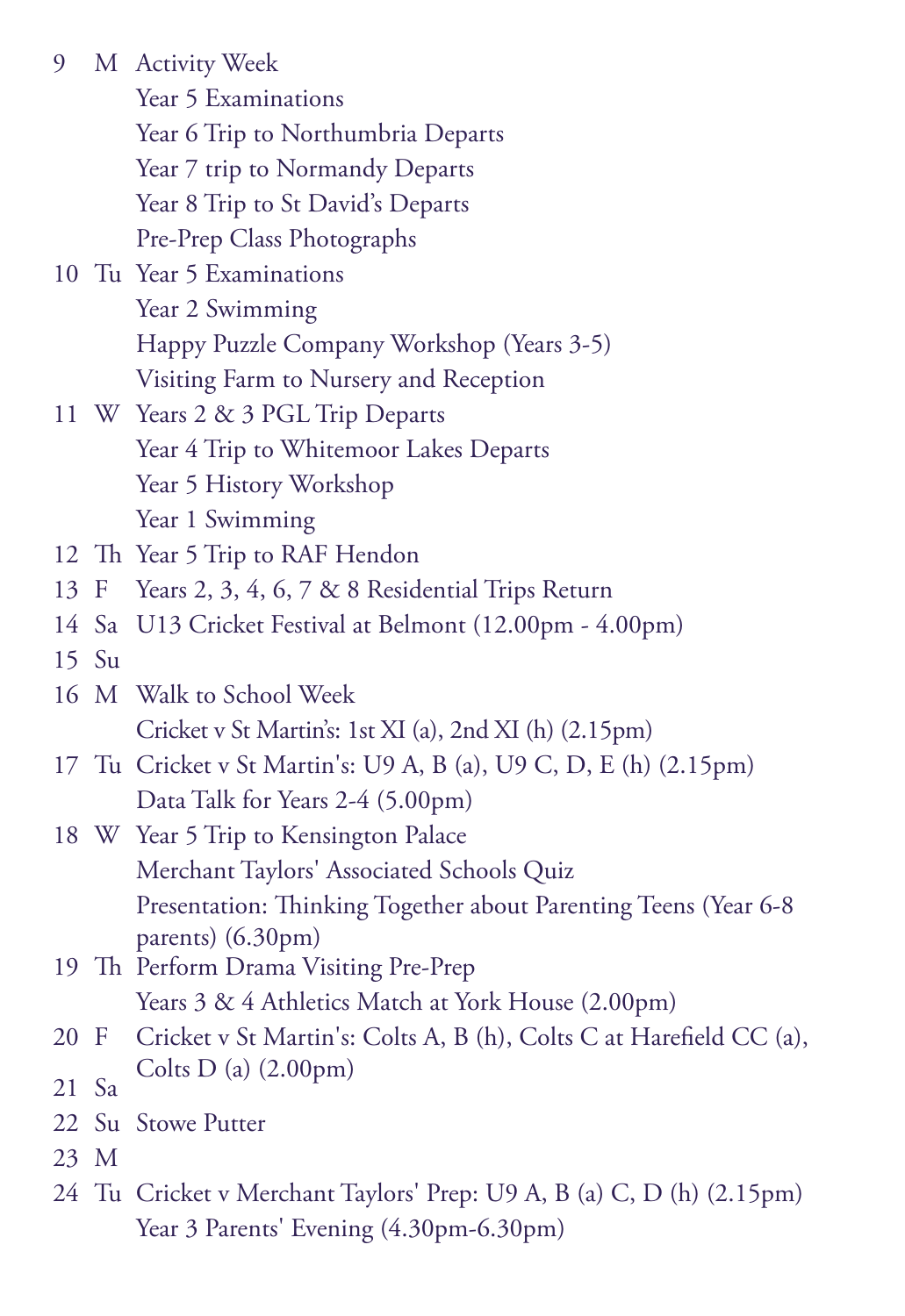| | | |
|---|---|---|
| 9 | M | Activity Week |
| | | Year 5 Examinations |
| | | Year 6 Trip to Northumbria Departs |
| | | Year 7 trip to Normandy Departs |
| | | Year 8 Trip to St David's Departs |
| | | Pre-Prep Class Photographs |
| 10 | Tu | Year 5 Examinations |
| | | Year 2 Swimming |
| | | Happy Puzzle Company Workshop (Years 3-5) |
| | | Visiting Farm to Nursery and Reception |
| 11 | W | Years 2 & 3 PGL Trip Departs |
| | | Year 4 Trip to Whitemoor Lakes Departs |
| | | Year 5 History Workshop |
| | | Year 1 Swimming |
| 12 | Th | Year 5 Trip to RAF Hendon |
| 13 | F | Years 2, 3, 4, 6, 7 & 8 Residential Trips Return |
| 14 | Sa | U13 Cricket Festival at Belmont (12.00pm - 4.00pm) |
| 15 | Su | |
| 16 | M | Walk to School Week |
| | | Cricket v St Martin's: 1st XI (a), 2nd XI (h) (2.15pm) |
| 17 | Tu | Cricket v St Martin's: U9 A, B (a), U9 C, D, E (h) (2.15pm) |
| | | Data Talk for Years 2-4 (5.00pm) |
| 18 | W | Year 5 Trip to Kensington Palace |
| | | Merchant Taylors' Associated Schools Quiz |
| | | Presentation: Thinking Together about Parenting Teens (Year 6-8 parents) (6.30pm) |
| 19 | Th | Perform Drama Visiting Pre-Prep |
| | | Years 3 & 4 Athletics Match at York House (2.00pm) |
| 20 | F | Cricket v St Martin's: Colts A, B (h), Colts C at Harefield CC (a), Colts D (a) (2.00pm) |
| 21 | Sa | |
| 22 | Su | Stowe Putter |
| 23 | M | |
| 24 | Tu | Cricket v Merchant Taylors' Prep: U9 A, B (a) C, D (h) (2.15pm) |
| | | Year 3 Parents' Evening (4.30pm-6.30pm) |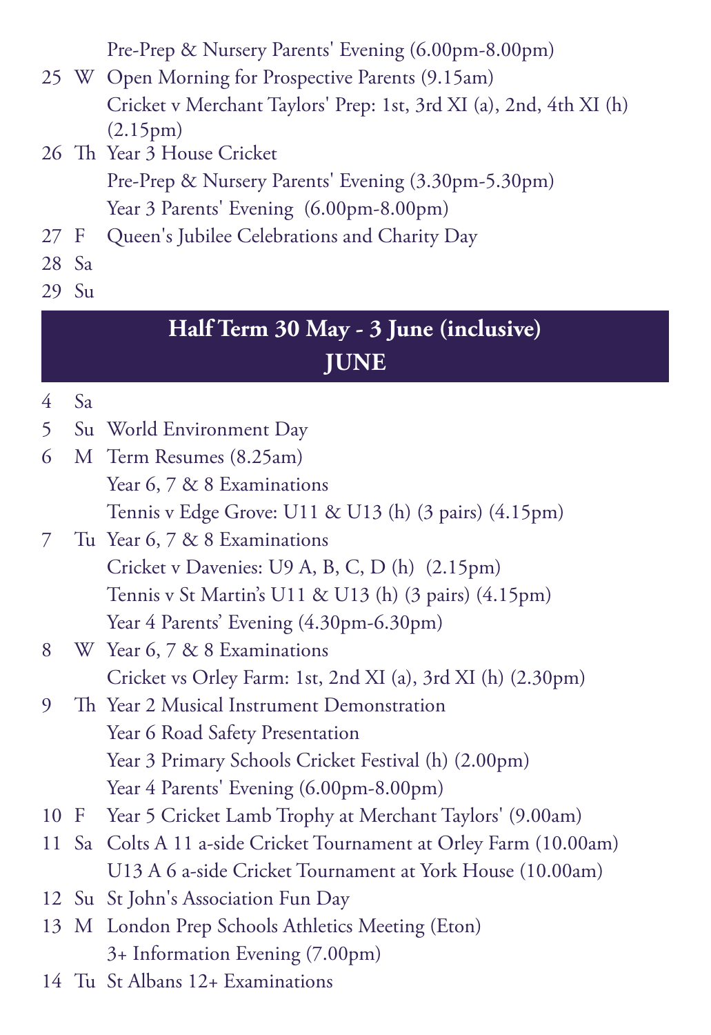Pre-Prep & Nursery Parents' Evening (6.00pm-8.00pm)

25 W Open Morning for Prospective Parents (9.15am)
Cricket v Merchant Taylors' Prep: 1st, 3rd XI (a), 2nd, 4th XI (h) (2.15pm)

26 Th Year 3 House Cricket
Pre-Prep & Nursery Parents' Evening (3.30pm-5.30pm)
Year 3 Parents' Evening (6.00pm-8.00pm)

27 F Queen's Jubilee Celebrations and Charity Day

28 Sa

29 Su

## Half Term 30 May - 3 June (inclusive)

## JUNE

4 Sa

5 Su World Environment Day

6 M Term Resumes (8.25am)
Year 6, 7 & 8 Examinations
Tennis v Edge Grove: U11 & U13 (h) (3 pairs) (4.15pm)

7 Tu Year 6, 7 & 8 Examinations
Cricket v Davenies: U9 A, B, C, D (h) (2.15pm)
Tennis v St Martin's U11 & U13 (h) (3 pairs) (4.15pm)
Year 4 Parents' Evening (4.30pm-6.30pm)

8 W Year 6, 7 & 8 Examinations
Cricket vs Orley Farm: 1st, 2nd XI (a), 3rd XI (h) (2.30pm)

9 Th Year 2 Musical Instrument Demonstration
Year 6 Road Safety Presentation
Year 3 Primary Schools Cricket Festival (h) (2.00pm)
Year 4 Parents' Evening (6.00pm-8.00pm)

10 F Year 5 Cricket Lamb Trophy at Merchant Taylors' (9.00am)

11 Sa Colts A 11 a-side Cricket Tournament at Orley Farm (10.00am)
U13 A 6 a-side Cricket Tournament at York House (10.00am)

12 Su St John's Association Fun Day

13 M London Prep Schools Athletics Meeting (Eton)
3+ Information Evening (7.00pm)

14 Tu St Albans 12+ Examinations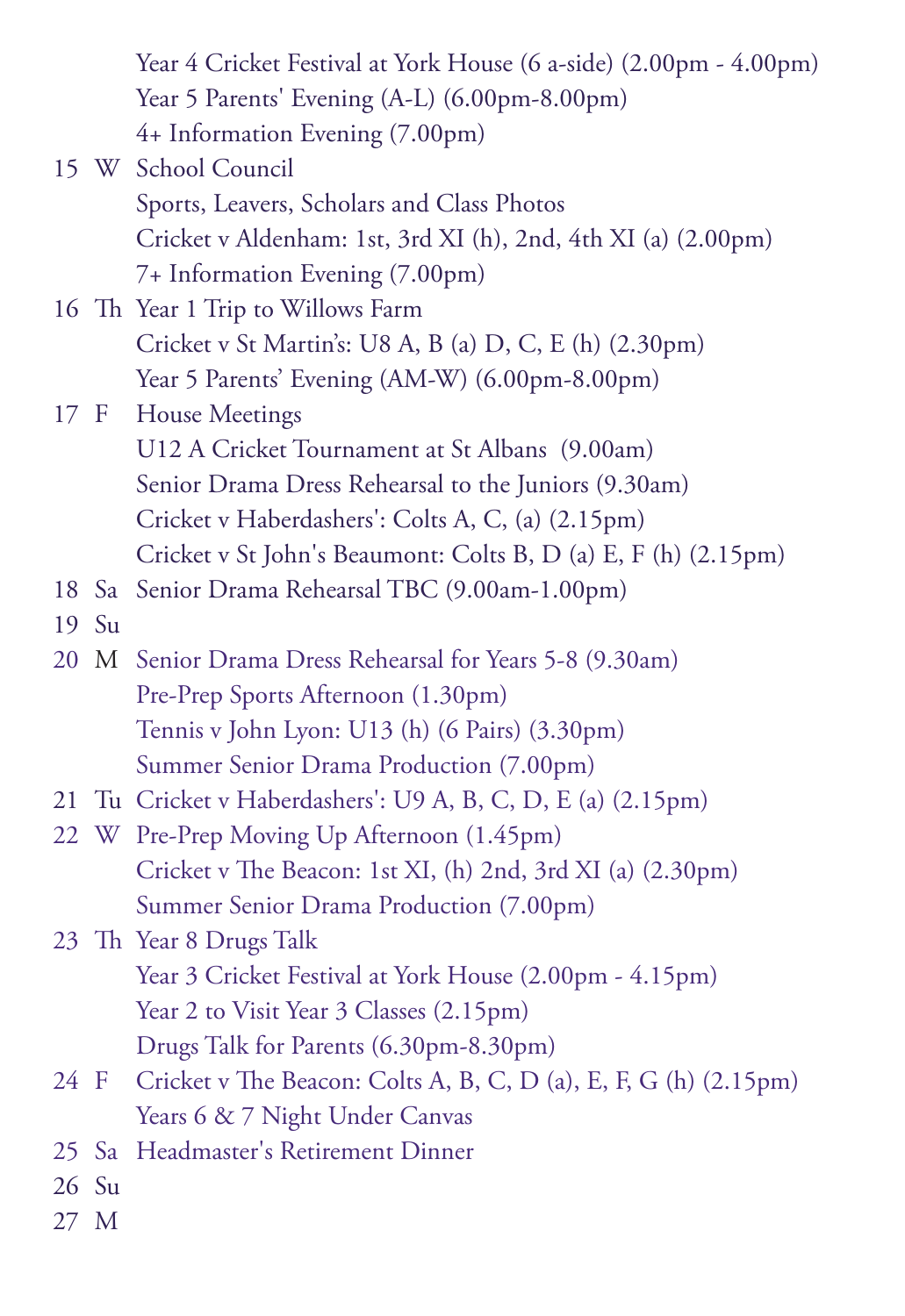Year 4 Cricket Festival at York House (6 a-side) (2.00pm - 4.00pm)
Year 5 Parents' Evening (A-L) (6.00pm-8.00pm)
4+ Information Evening (7.00pm)

15 W School Council
Sports, Leavers, Scholars and Class Photos
Cricket v Aldenham: 1st, 3rd XI (h), 2nd, 4th XI (a) (2.00pm)
7+ Information Evening (7.00pm)

16 Th Year 1 Trip to Willows Farm
Cricket v St Martin's: U8 A, B (a) D, C, E (h) (2.30pm)
Year 5 Parents' Evening (AM-W) (6.00pm-8.00pm)

17 F House Meetings
U12 A Cricket Tournament at St Albans (9.00am)
Senior Drama Dress Rehearsal to the Juniors (9.30am)
Cricket v Haberdashers': Colts A, C, (a) (2.15pm)
Cricket v St John's Beaumont: Colts B, D (a) E, F (h) (2.15pm)

18 Sa Senior Drama Rehearsal TBC (9.00am-1.00pm)

19 Su

20 M Senior Drama Dress Rehearsal for Years 5-8 (9.30am)
Pre-Prep Sports Afternoon (1.30pm)
Tennis v John Lyon: U13 (h) (6 Pairs) (3.30pm)
Summer Senior Drama Production (7.00pm)

21 Tu Cricket v Haberdashers': U9 A, B, C, D, E (a) (2.15pm)

22 W Pre-Prep Moving Up Afternoon (1.45pm)
Cricket v The Beacon: 1st XI, (h) 2nd, 3rd XI (a) (2.30pm)
Summer Senior Drama Production (7.00pm)

23 Th Year 8 Drugs Talk
Year 3 Cricket Festival at York House (2.00pm - 4.15pm)
Year 2 to Visit Year 3 Classes (2.15pm)
Drugs Talk for Parents (6.30pm-8.30pm)

24 F Cricket v The Beacon: Colts A, B, C, D (a), E, F, G (h) (2.15pm)
Years 6 & 7 Night Under Canvas

25 Sa Headmaster's Retirement Dinner

26 Su

27 M